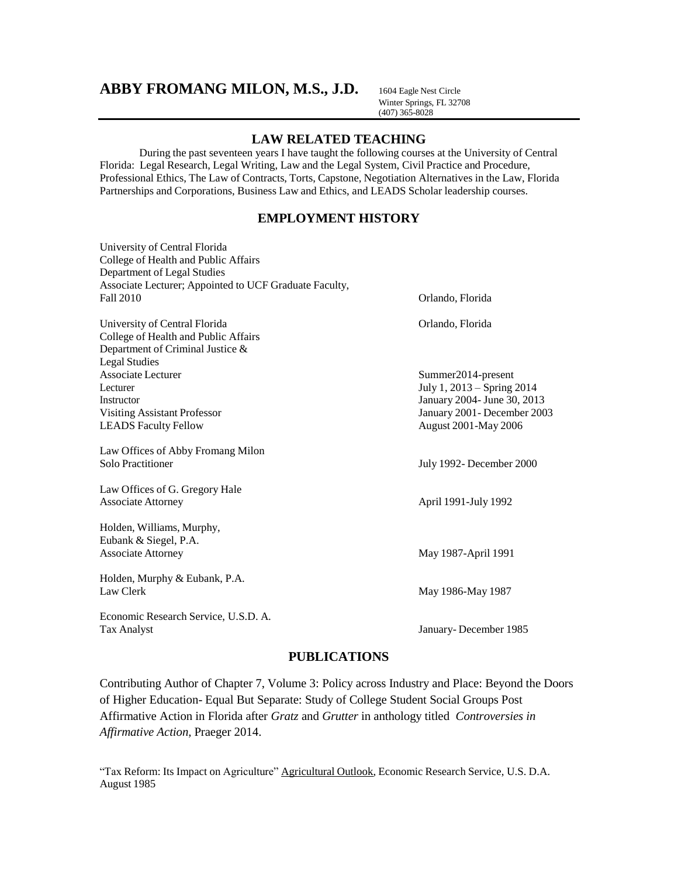# ABBY FROMANG MILON, M.S., J.D.

1604 Eagle Nest Circle
Winter Springs, FL 32708
(407) 365-8028

## LAW RELATED TEACHING

During the past seventeen years I have taught the following courses at the University of Central Florida: Legal Research, Legal Writing, Law and the Legal System, Civil Practice and Procedure, Professional Ethics, The Law of Contracts, Torts, Capstone, Negotiation Alternatives in the Law, Florida Partnerships and Corporations, Business Law and Ethics, and LEADS Scholar leadership courses.

## EMPLOYMENT HISTORY

University of Central Florida
College of Health and Public Affairs
Department of Legal Studies
Associate Lecturer; Appointed to UCF Graduate Faculty,
Fall 2010 — Orlando, Florida

University of Central Florida — Orlando, Florida
College of Health and Public Affairs
Department of Criminal Justice &
Legal Studies

| | |
|---|---|
| Associate Lecturer | Summer2014-present |
| Lecturer | July 1, 2013 – Spring 2014 |
| Instructor | January 2004- June 30, 2013 |
| Visiting Assistant Professor | January 2001- December 2003 |
| LEADS Faculty Fellow | August 2001-May 2006 |

Law Offices of Abby Fromang Milon
Solo Practitioner — July 1992- December 2000

Law Offices of G. Gregory Hale
Associate Attorney — April 1991-July 1992

Holden, Williams, Murphy,
Eubank & Siegel, P.A.
Associate Attorney — May 1987-April 1991

Holden, Murphy & Eubank, P.A.
Law Clerk — May 1986-May 1987

Economic Research Service, U.S.D. A.
Tax Analyst — January- December 1985

## PUBLICATIONS

Contributing Author of Chapter 7, Volume 3: Policy across Industry and Place: Beyond the Doors of Higher Education- Equal But Separate: Study of College Student Social Groups Post Affirmative Action in Florida after *Gratz* and *Grutter* in anthology titled *Controversies in Affirmative Action,* Praeger 2014.

"Tax Reform: Its Impact on Agriculture" Agricultural Outlook, Economic Research Service, U.S. D.A. August 1985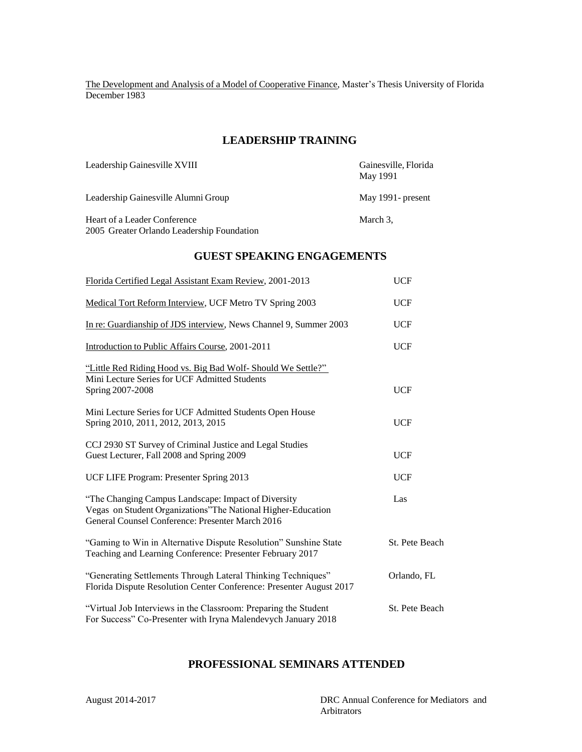The Development and Analysis of a Model of Cooperative Finance, Master's Thesis University of Florida December 1983

## LEADERSHIP TRAINING

| | |
|---|---|
| Leadership Gainesville XVIII | Gainesville, Florida May 1991 |
| Leadership Gainesville Alumni Group | May 1991- present |
| Heart of a Leader Conference 2005 Greater Orlando Leadership Foundation | March 3, |

## GUEST SPEAKING ENGAGEMENTS

| | |
|---|---|
| Florida Certified Legal Assistant Exam Review, 2001-2013 | UCF |
| Medical Tort Reform Interview, UCF Metro TV Spring 2003 | UCF |
| In re: Guardianship of JDS interview, News Channel 9, Summer 2003 | UCF |
| Introduction to Public Affairs Course, 2001-2011 | UCF |
| "Little Red Riding Hood vs. Big Bad Wolf- Should We Settle?" Mini Lecture Series for UCF Admitted Students Spring 2007-2008 | UCF |
| Mini Lecture Series for UCF Admitted Students Open House Spring 2010, 2011, 2012, 2013, 2015 | UCF |
| CCJ 2930 ST Survey of Criminal Justice and Legal Studies Guest Lecturer, Fall 2008 and Spring 2009 | UCF |
| UCF LIFE Program: Presenter Spring 2013 | UCF |
| "The Changing Campus Landscape: Impact of Diversity on Student Organizations"The National Higher-Education General Counsel Conference: Presenter March 2016 | Las Vegas |
| "Gaming to Win in Alternative Dispute Resolution" Sunshine State Teaching and Learning Conference: Presenter February 2017 | St. Pete Beach |
| "Generating Settlements Through Lateral Thinking Techniques" Florida Dispute Resolution Center Conference: Presenter August 2017 | Orlando, FL |
| "Virtual Job Interviews in the Classroom: Preparing the Student For Success" Co-Presenter with Iryna Malendevych January 2018 | St. Pete Beach |

## PROFESSIONAL SEMINARS ATTENDED

| | |
|---|---|
| August 2014-2017 | DRC Annual Conference for Mediators and Arbitrators |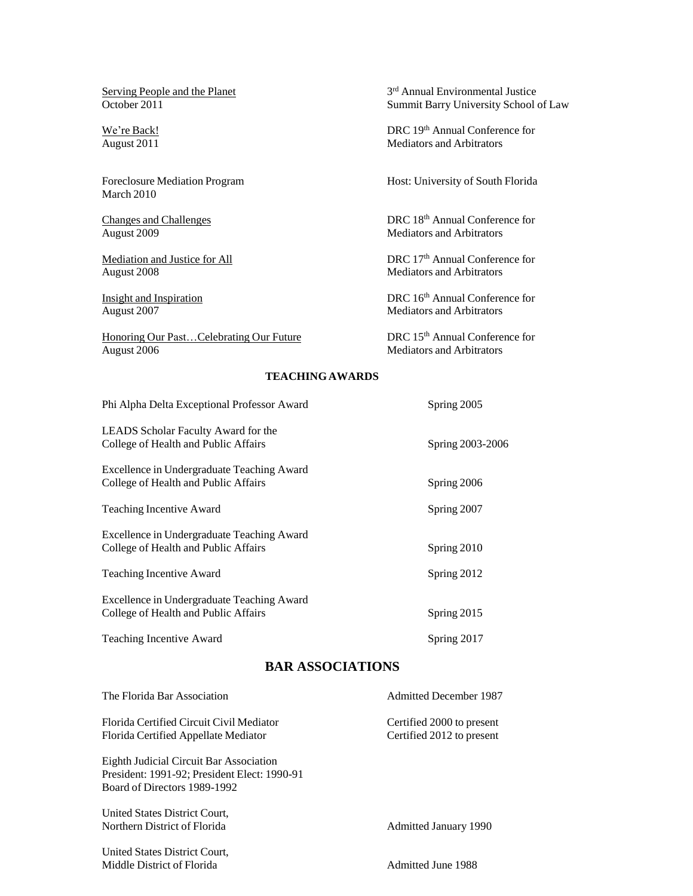| | |
|---|---|
| <u>Serving People and the Planet</u><br>October 2011 | 3rd Annual Environmental Justice Summit Barry University School of Law |
| <u>We're Back!</u><br>August 2011 | DRC 19th Annual Conference for Mediators and Arbitrators |
| Foreclosure Mediation Program<br>March 2010 | Host: University of South Florida |
| <u>Changes and Challenges</u><br>August 2009 | DRC 18th Annual Conference for Mediators and Arbitrators |
| <u>Mediation and Justice for All</u><br>August 2008 | DRC 17th Annual Conference for Mediators and Arbitrators |
| <u>Insight and Inspiration</u><br>August 2007 | DRC 16th Annual Conference for Mediators and Arbitrators |
| <u>Honoring Our Past…Celebrating Our Future</u><br>August 2006 | DRC 15th Annual Conference for Mediators and Arbitrators |

### TEACHING AWARDS

| | |
|---|---|
| Phi Alpha Delta Exceptional Professor Award | Spring 2005 |
| LEADS Scholar Faculty Award for the College of Health and Public Affairs | Spring 2003-2006 |
| Excellence in Undergraduate Teaching Award College of Health and Public Affairs | Spring 2006 |
| Teaching Incentive Award | Spring 2007 |
| Excellence in Undergraduate Teaching Award College of Health and Public Affairs | Spring 2010 |
| Teaching Incentive Award | Spring 2012 |
| Excellence in Undergraduate Teaching Award College of Health and Public Affairs | Spring 2015 |
| Teaching Incentive Award | Spring 2017 |

## BAR ASSOCIATIONS

| | |
|---|---|
| The Florida Bar Association | Admitted December 1987 |
| Florida Certified Circuit Civil Mediator<br>Florida Certified Appellate Mediator | Certified 2000 to present<br>Certified 2012 to present |
| Eighth Judicial Circuit Bar Association<br>President: 1991-92; President Elect: 1990-91<br>Board of Directors 1989-1992 | |
| United States District Court, Northern District of Florida | Admitted January 1990 |
| United States District Court, Middle District of Florida | Admitted June 1988 |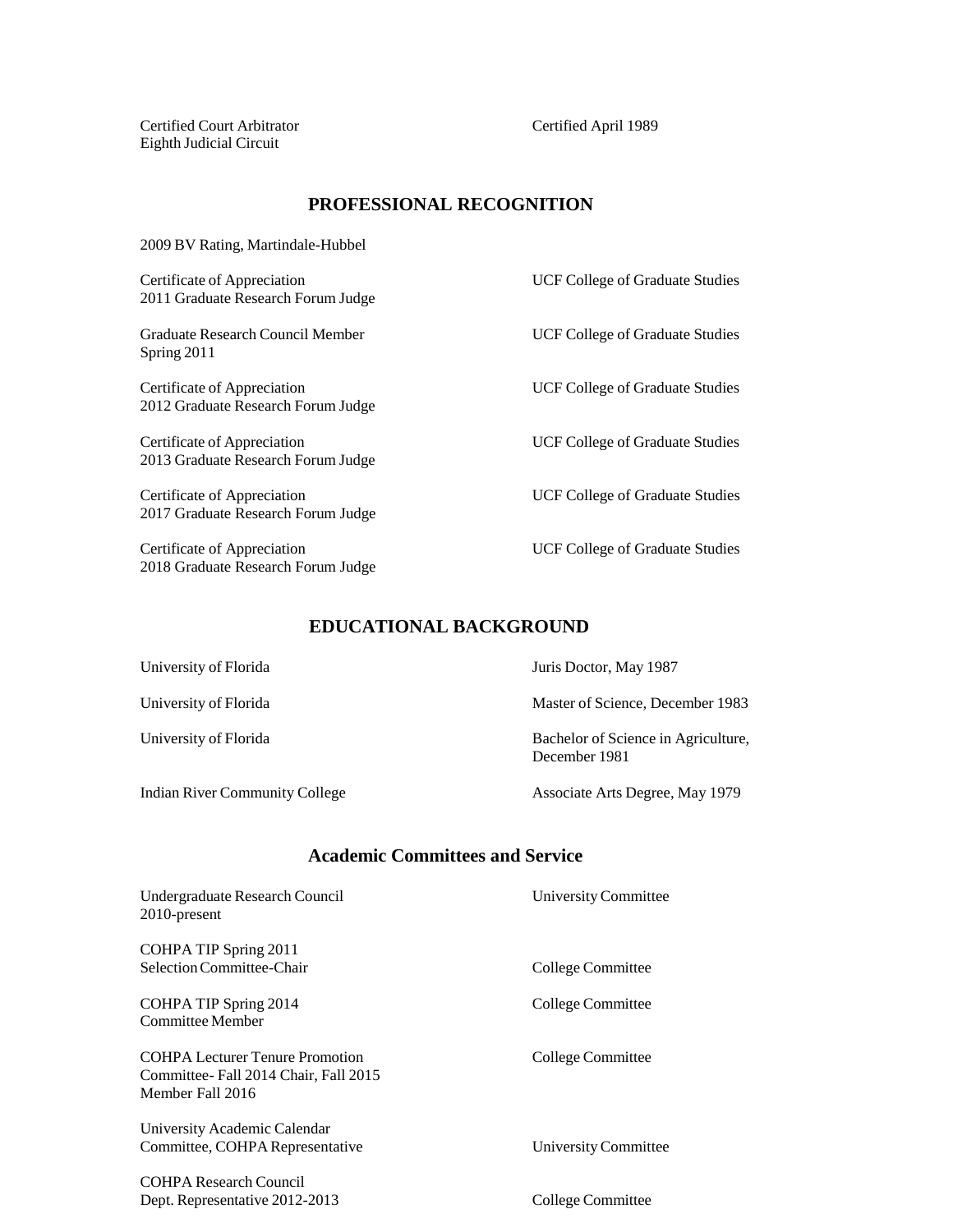| | |
|---|---|
| Certified Court Arbitrator<br>Eighth Judicial Circuit | Certified April 1989 |

## PROFESSIONAL RECOGNITION

2009 BV Rating, Martindale-Hubbel

| | |
|---|---|
| Certificate of Appreciation<br>2011 Graduate Research Forum Judge | UCF College of Graduate Studies |
| Graduate Research Council Member<br>Spring 2011 | UCF College of Graduate Studies |
| Certificate of Appreciation<br>2012 Graduate Research Forum Judge | UCF College of Graduate Studies |
| Certificate of Appreciation<br>2013 Graduate Research Forum Judge | UCF College of Graduate Studies |
| Certificate of Appreciation<br>2017 Graduate Research Forum Judge | UCF College of Graduate Studies |
| Certificate of Appreciation<br>2018 Graduate Research Forum Judge | UCF College of Graduate Studies |

## EDUCATIONAL BACKGROUND

| | |
|---|---|
| University of Florida | Juris Doctor, May 1987 |
| University of Florida | Master of Science, December 1983 |
| University of Florida | Bachelor of Science in Agriculture, December 1981 |
| Indian River Community College | Associate Arts Degree, May 1979 |

## Academic Committees and Service

| | |
|---|---|
| Undergraduate Research Council<br>2010-present | University Committee |
| COHPA TIP Spring 2011<br>Selection Committee-Chair | College Committee |
| COHPA TIP Spring 2014<br>Committee Member | College Committee |
| COHPA Lecturer Tenure Promotion<br>Committee- Fall 2014 Chair, Fall 2015<br>Member Fall 2016 | College Committee |
| University Academic Calendar<br>Committee, COHPA Representative | University Committee |
| COHPA Research Council<br>Dept. Representative 2012-2013 | College Committee |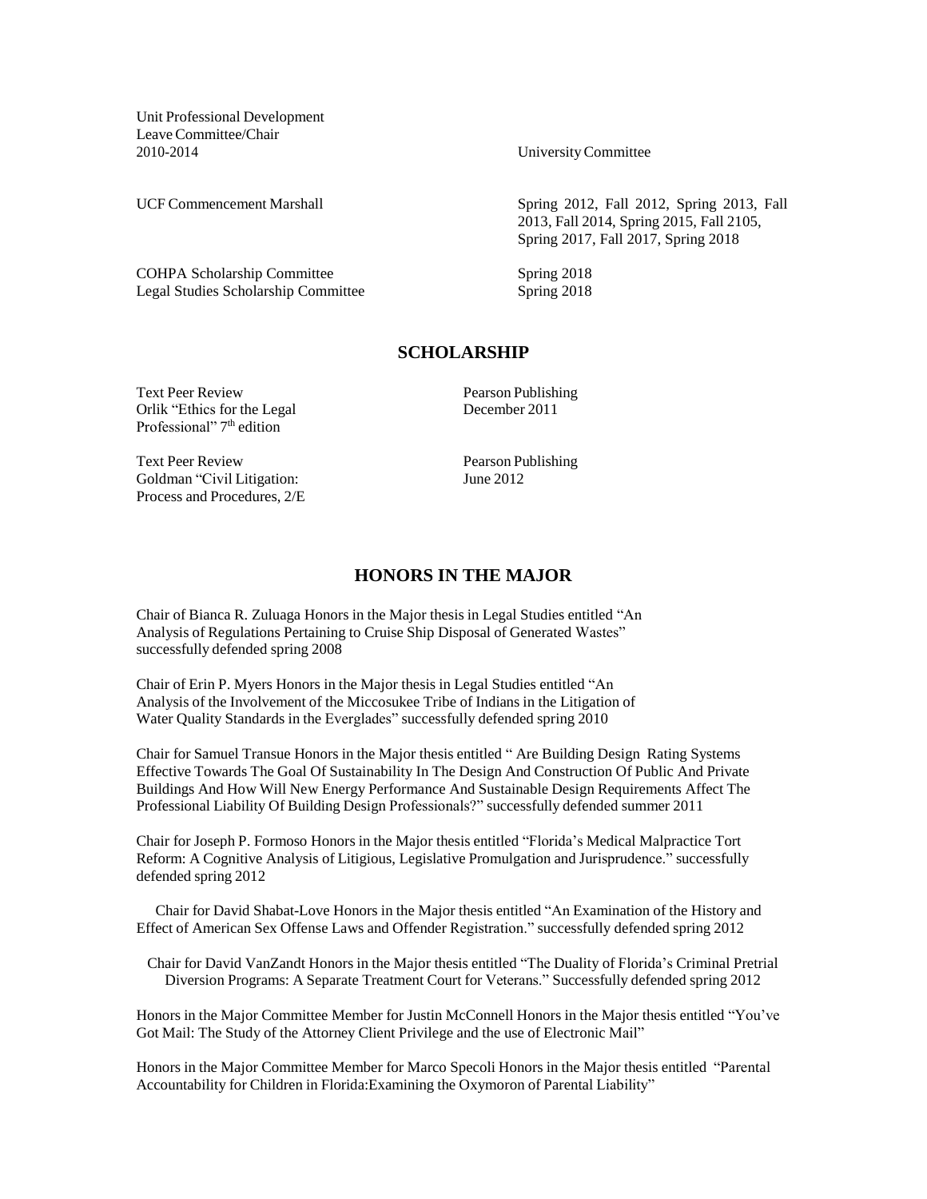Unit Professional Development Leave Committee/Chair 2010-2014 — University Committee

UCF Commencement Marshall — Spring 2012, Fall 2012, Spring 2013, Fall 2013, Fall 2014, Spring 2015, Fall 2105, Spring 2017, Fall 2017, Spring 2018

COHPA Scholarship Committee — Spring 2018

Legal Studies Scholarship Committee — Spring 2018

## SCHOLARSHIP

Text Peer Review
Orlik "Ethics for the Legal Professional" 7th edition — Pearson Publishing, December 2011

Text Peer Review
Goldman "Civil Litigation: Process and Procedures, 2/E — Pearson Publishing, June 2012

## HONORS IN THE MAJOR

Chair of Bianca R. Zuluaga Honors in the Major thesis in Legal Studies entitled "An Analysis of Regulations Pertaining to Cruise Ship Disposal of Generated Wastes" successfully defended spring 2008

Chair of Erin P. Myers Honors in the Major thesis in Legal Studies entitled "An Analysis of the Involvement of the Miccosukee Tribe of Indians in the Litigation of Water Quality Standards in the Everglades" successfully defended spring 2010

Chair for Samuel Transue Honors in the Major thesis entitled " Are Building Design Rating Systems Effective Towards The Goal Of Sustainability In The Design And Construction Of Public And Private Buildings And How Will New Energy Performance And Sustainable Design Requirements Affect The Professional Liability Of Building Design Professionals?" successfully defended summer 2011

Chair for Joseph P. Formoso Honors in the Major thesis entitled "Florida's Medical Malpractice Tort Reform: A Cognitive Analysis of Litigious, Legislative Promulgation and Jurisprudence." successfully defended spring 2012

Chair for David Shabat-Love Honors in the Major thesis entitled "An Examination of the History and Effect of American Sex Offense Laws and Offender Registration." successfully defended spring 2012

Chair for David VanZandt Honors in the Major thesis entitled "The Duality of Florida's Criminal Pretrial Diversion Programs: A Separate Treatment Court for Veterans." Successfully defended spring 2012

Honors in the Major Committee Member for Justin McConnell Honors in the Major thesis entitled "You've Got Mail: The Study of the Attorney Client Privilege and the use of Electronic Mail"

Honors in the Major Committee Member for Marco Specoli Honors in the Major thesis entitled "Parental Accountability for Children in Florida:Examining the Oxymoron of Parental Liability"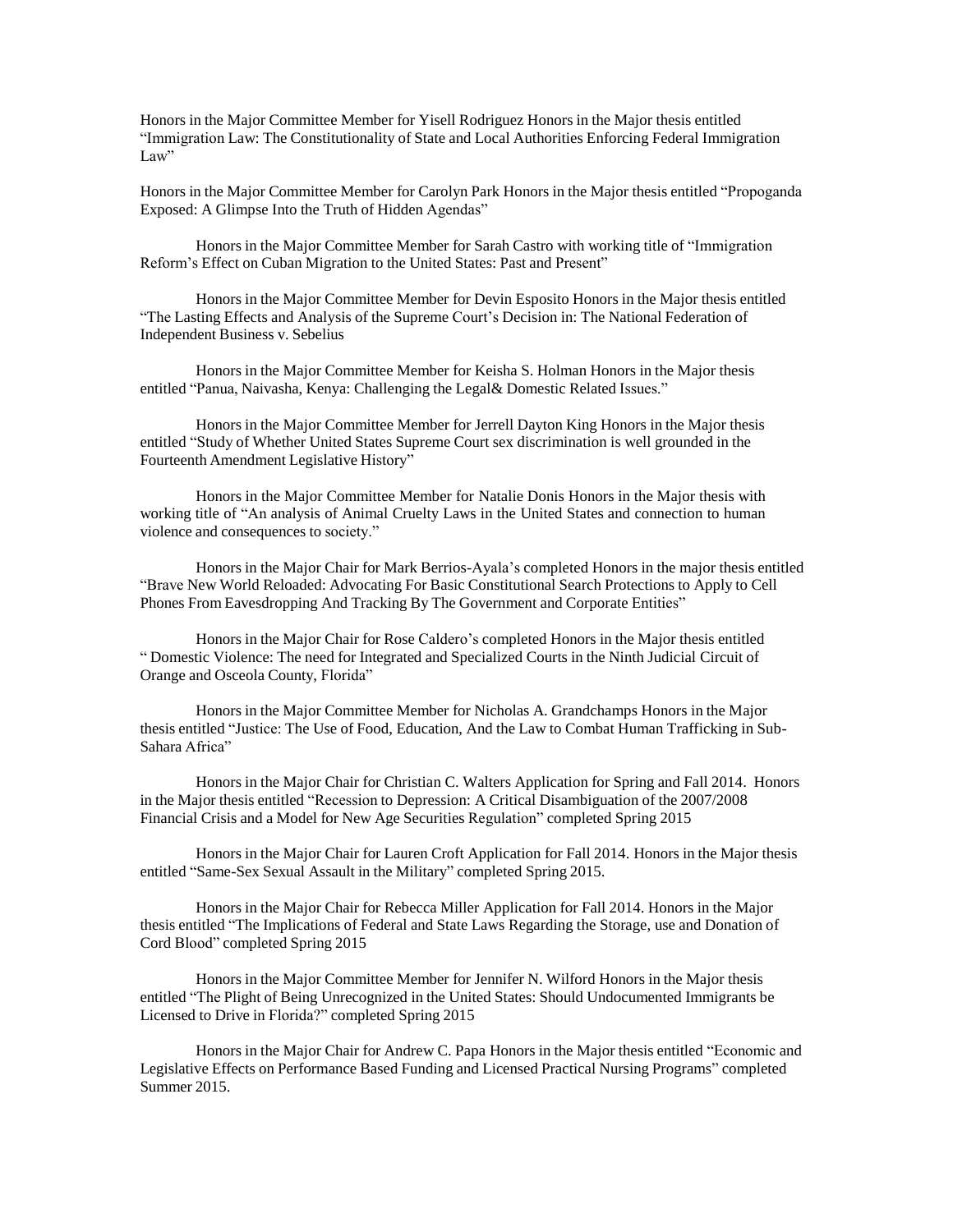Honors in the Major Committee Member for Yisell Rodriguez Honors in the Major thesis entitled "Immigration Law: The Constitutionality of State and Local Authorities Enforcing Federal Immigration Law"

Honors in the Major Committee Member for Carolyn Park Honors in the Major thesis entitled "Propoganda Exposed: A Glimpse Into the Truth of Hidden Agendas"

Honors in the Major Committee Member for Sarah Castro with working title of "Immigration Reform's Effect on Cuban Migration to the United States: Past and Present"

Honors in the Major Committee Member for Devin Esposito Honors in the Major thesis entitled "The Lasting Effects and Analysis of the Supreme Court's Decision in: The National Federation of Independent Business v. Sebelius

Honors in the Major Committee Member for Keisha S. Holman Honors in the Major thesis entitled "Panua, Naivasha, Kenya: Challenging the Legal& Domestic Related Issues."

Honors in the Major Committee Member for Jerrell Dayton King Honors in the Major thesis entitled "Study of Whether United States Supreme Court sex discrimination is well grounded in the Fourteenth Amendment Legislative History"

Honors in the Major Committee Member for Natalie Donis Honors in the Major thesis with working title of "An analysis of Animal Cruelty Laws in the United States and connection to human violence and consequences to society."

Honors in the Major Chair for Mark Berrios-Ayala's completed Honors in the major thesis entitled "Brave New World Reloaded: Advocating For Basic Constitutional Search Protections to Apply to Cell Phones From Eavesdropping And Tracking By The Government and Corporate Entities"

Honors in the Major Chair for Rose Caldero's completed Honors in the Major thesis entitled " Domestic Violence: The need for Integrated and Specialized Courts in the Ninth Judicial Circuit of Orange and Osceola County, Florida"

Honors in the Major Committee Member for Nicholas A. Grandchamps Honors in the Major thesis entitled "Justice: The Use of Food, Education, And the Law to Combat Human Trafficking in Sub-Sahara Africa"

Honors in the Major Chair for Christian C. Walters Application for Spring and Fall 2014. Honors in the Major thesis entitled "Recession to Depression: A Critical Disambiguation of the 2007/2008 Financial Crisis and a Model for New Age Securities Regulation" completed Spring 2015

Honors in the Major Chair for Lauren Croft Application for Fall 2014. Honors in the Major thesis entitled "Same-Sex Sexual Assault in the Military" completed Spring 2015.

Honors in the Major Chair for Rebecca Miller Application for Fall 2014. Honors in the Major thesis entitled "The Implications of Federal and State Laws Regarding the Storage, use and Donation of Cord Blood" completed Spring 2015

Honors in the Major Committee Member for Jennifer N. Wilford Honors in the Major thesis entitled "The Plight of Being Unrecognized in the United States: Should Undocumented Immigrants be Licensed to Drive in Florida?" completed Spring 2015

Honors in the Major Chair for Andrew C. Papa Honors in the Major thesis entitled "Economic and Legislative Effects on Performance Based Funding and Licensed Practical Nursing Programs" completed Summer 2015.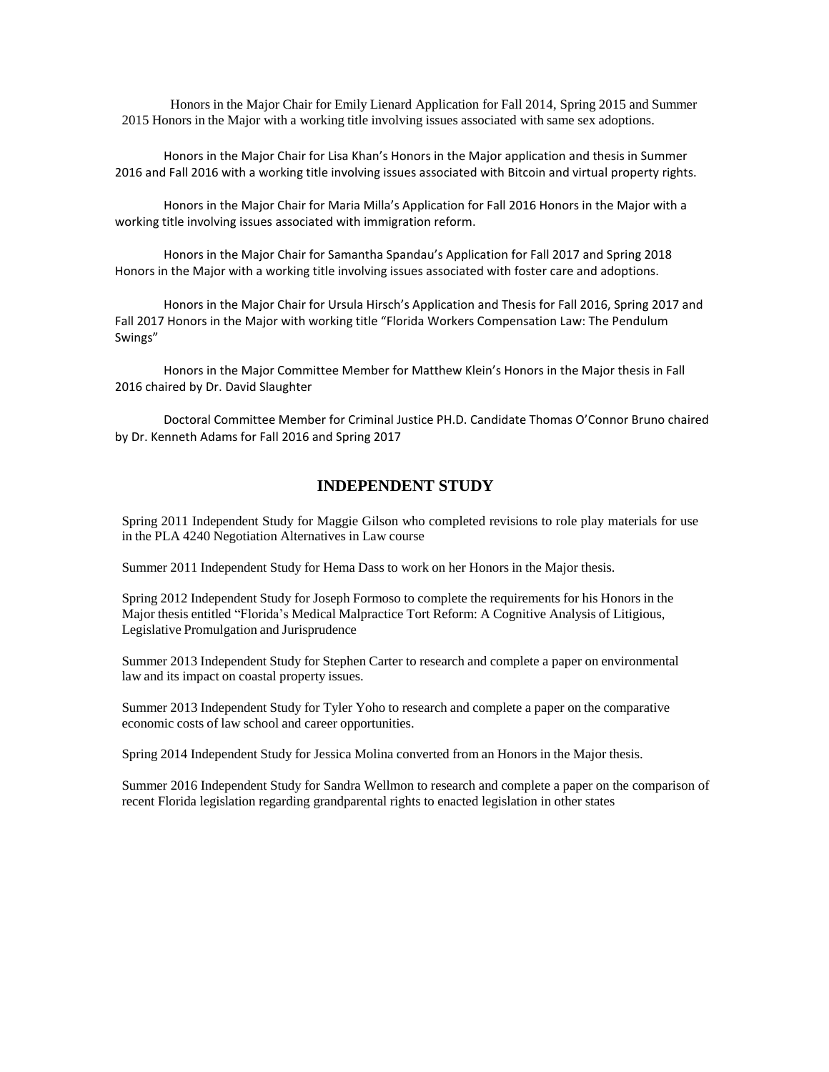Honors in the Major Chair for Emily Lienard Application for Fall 2014, Spring 2015 and Summer 2015 Honors in the Major with a working title involving issues associated with same sex adoptions.

Honors in the Major Chair for Lisa Khan's Honors in the Major application and thesis in Summer 2016 and Fall 2016 with a working title involving issues associated with Bitcoin and virtual property rights.

Honors in the Major Chair for Maria Milla's Application for Fall 2016 Honors in the Major with a working title involving issues associated with immigration reform.

Honors in the Major Chair for Samantha Spandau's Application for Fall 2017 and Spring 2018 Honors in the Major with a working title involving issues associated with foster care and adoptions.

Honors in the Major Chair for Ursula Hirsch's Application and Thesis for Fall 2016, Spring 2017 and Fall 2017 Honors in the Major with working title "Florida Workers Compensation Law: The Pendulum Swings"

Honors in the Major Committee Member for Matthew Klein's Honors in the Major thesis in Fall 2016 chaired by Dr. David Slaughter

Doctoral Committee Member for Criminal Justice PH.D. Candidate Thomas O'Connor Bruno chaired by Dr. Kenneth Adams for Fall 2016 and Spring 2017

## INDEPENDENT STUDY

Spring 2011 Independent Study for Maggie Gilson who completed revisions to role play materials for use in the PLA 4240 Negotiation Alternatives in Law course

Summer 2011 Independent Study for Hema Dass to work on her Honors in the Major thesis.

Spring 2012 Independent Study for Joseph Formoso to complete the requirements for his Honors in the Major thesis entitled "Florida's Medical Malpractice Tort Reform: A Cognitive Analysis of Litigious, Legislative Promulgation and Jurisprudence

Summer 2013 Independent Study for Stephen Carter to research and complete a paper on environmental law and its impact on coastal property issues.

Summer 2013 Independent Study for Tyler Yoho to research and complete a paper on the comparative economic costs of law school and career opportunities.

Spring 2014 Independent Study for Jessica Molina converted from an Honors in the Major thesis.

Summer 2016 Independent Study for Sandra Wellmon to research and complete a paper on the comparison of recent Florida legislation regarding grandparental rights to enacted legislation in other states